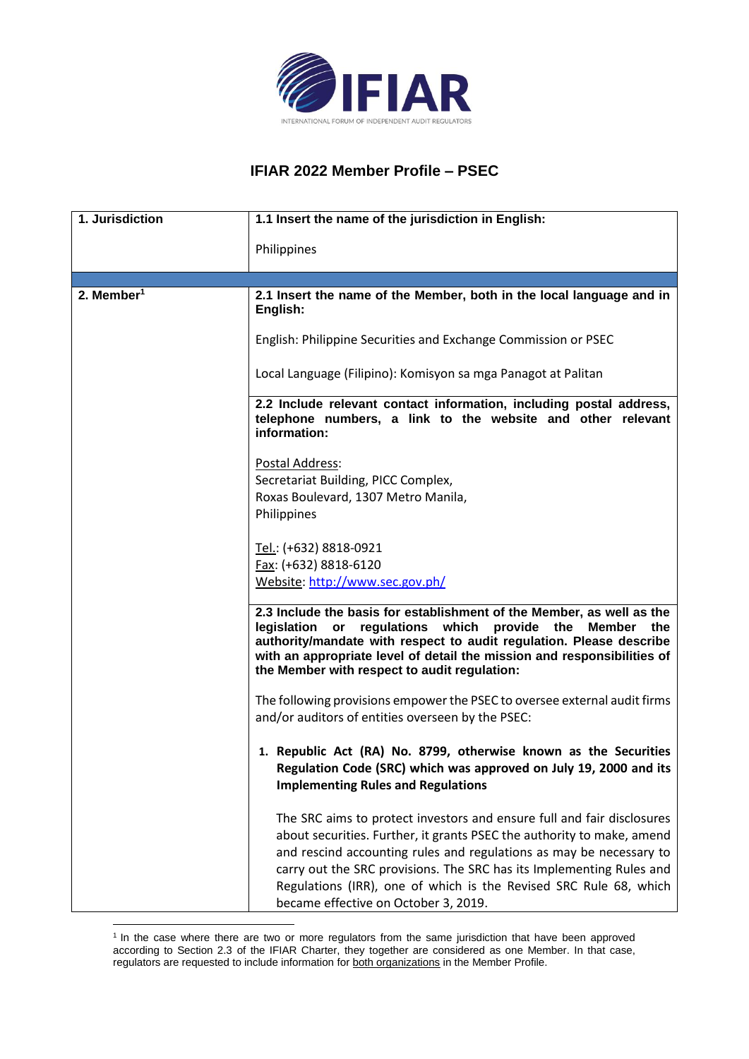# IFIAR 2022 Member Profile – PSEC

| 1. Jurisdiction | **1.1 Insert the name of the jurisdiction in English:**<br><br>Philippines |
|---|---|
| | |
| **2. Member[1]** | **2.1 Insert the name of the Member, both in the local language and in English:**<br><br>English: Philippine Securities and Exchange Commission or PSEC<br><br>Local Language (Filipino): Komisyon sa mga Panagot at Palitan |
| | **2.2 Include relevant contact information, including postal address, telephone numbers, a link to the website and other relevant information:**<br><br>Postal Address:<br>Secretariat Building, PICC Complex,<br>Roxas Boulevard, 1307 Metro Manila,<br>Philippines<br><br>Tel.: (+632) 8818-0921<br>Fax: (+632) 8818-6120<br>Website: http://www.sec.gov.ph/ |
| | **2.3 Include the basis for establishment of the Member, as well as the legislation or regulations which provide the Member the authority/mandate with respect to audit regulation. Please describe with an appropriate level of detail the mission and responsibilities of the Member with respect to audit regulation:**<br><br>The following provisions empower the PSEC to oversee external audit firms and/or auditors of entities overseen by the PSEC:<br><br>1. **Republic Act (RA) No. 8799, otherwise known as the Securities Regulation Code (SRC) which was approved on July 19, 2000 and its Implementing Rules and Regulations**<br><br>The SRC aims to protect investors and ensure full and fair disclosures about securities. Further, it grants PSEC the authority to make, amend and rescind accounting rules and regulations as may be necessary to carry out the SRC provisions. The SRC has its Implementing Rules and Regulations (IRR), one of which is the Revised SRC Rule 68, which became effective on October 3, 2019. |

[1] In the case where there are two or more regulators from the same jurisdiction that have been approved according to Section 2.3 of the IFIAR Charter, they together are considered as one Member. In that case, regulators are requested to include information for both organizations in the Member Profile.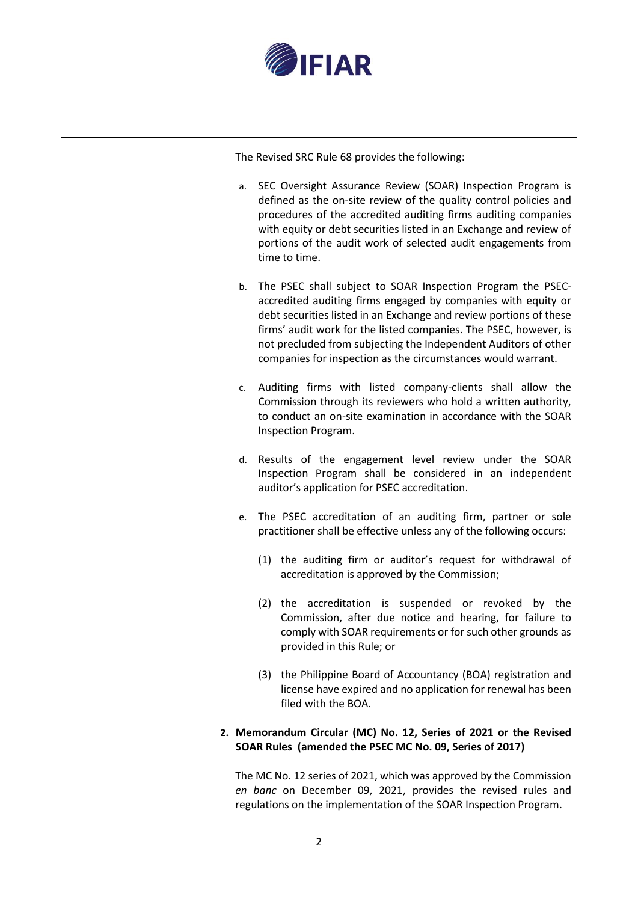| | The Revised SRC Rule 68 provides the following:<br><br>a. SEC Oversight Assurance Review (SOAR) Inspection Program is defined as the on-site review of the quality control policies and procedures of the accredited auditing firms auditing companies with equity or debt securities listed in an Exchange and review of portions of the audit work of selected audit engagements from time to time.<br><br>b. The PSEC shall subject to SOAR Inspection Program the PSEC-accredited auditing firms engaged by companies with equity or debt securities listed in an Exchange and review portions of these firms' audit work for the listed companies. The PSEC, however, is not precluded from subjecting the Independent Auditors of other companies for inspection as the circumstances would warrant.<br><br>c. Auditing firms with listed company-clients shall allow the Commission through its reviewers who hold a written authority, to conduct an on-site examination in accordance with the SOAR Inspection Program.<br><br>d. Results of the engagement level review under the SOAR Inspection Program shall be considered in an independent auditor's application for PSEC accreditation.<br><br>e. The PSEC accreditation of an auditing firm, partner or sole practitioner shall be effective unless any of the following occurs:<br><br>(1) the auditing firm or auditor's request for withdrawal of accreditation is approved by the Commission;<br><br>(2) the accreditation is suspended or revoked by the Commission, after due notice and hearing, for failure to comply with SOAR requirements or for such other grounds as provided in this Rule; or<br><br>(3) the Philippine Board of Accountancy (BOA) registration and license have expired and no application for renewal has been filed with the BOA.<br><br>**2. Memorandum Circular (MC) No. 12, Series of 2021 or the Revised SOAR Rules (amended the PSEC MC No. 09, Series of 2017)**<br><br>The MC No. 12 series of 2021, which was approved by the Commission *en banc* on December 09, 2021, provides the revised rules and regulations on the implementation of the SOAR Inspection Program. |
|---|---|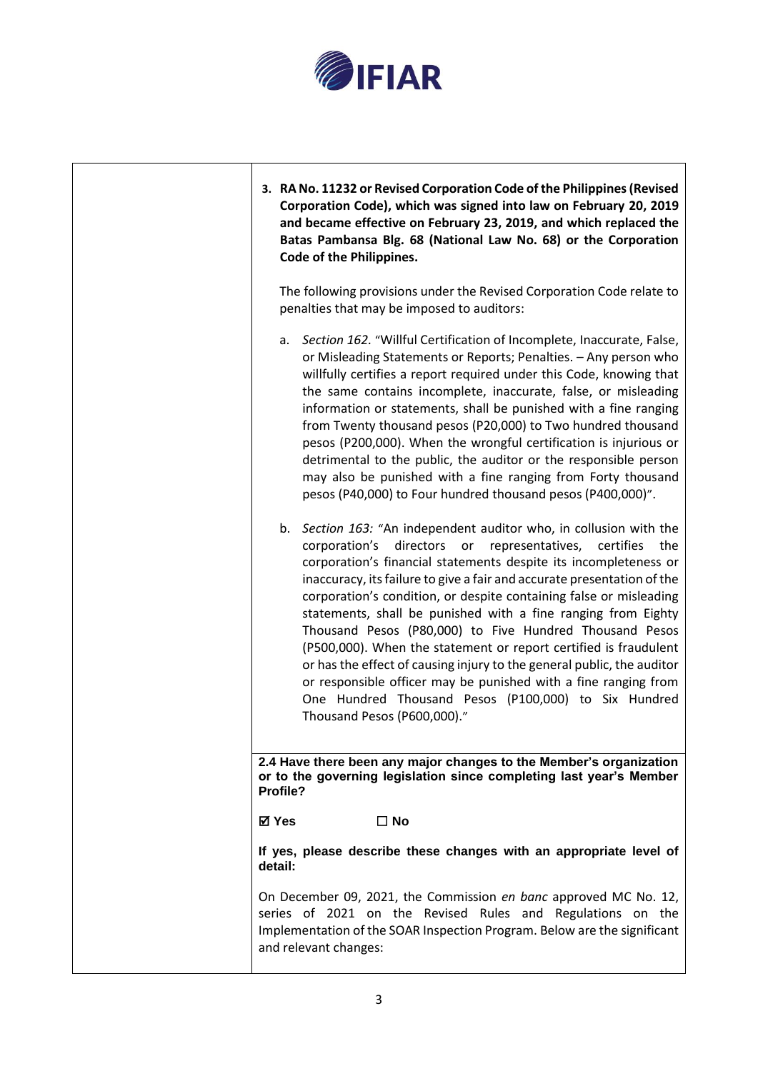3. **RA No. 11232 or Revised Corporation Code of the Philippines (Revised Corporation Code), which was signed into law on February 20, 2019 and became effective on February 23, 2019, and which replaced the Batas Pambansa Blg. 68 (National Law No. 68) or the Corporation Code of the Philippines.**

   The following provisions under the Revised Corporation Code relate to penalties that may be imposed to auditors:

   a. *Section 162.* "Willful Certification of Incomplete, Inaccurate, False, or Misleading Statements or Reports; Penalties. – Any person who willfully certifies a report required under this Code, knowing that the same contains incomplete, inaccurate, false, or misleading information or statements, shall be punished with a fine ranging from Twenty thousand pesos (P20,000) to Two hundred thousand pesos (P200,000). When the wrongful certification is injurious or detrimental to the public, the auditor or the responsible person may also be punished with a fine ranging from Forty thousand pesos (P40,000) to Four hundred thousand pesos (P400,000)".

   b. *Section 163:* "An independent auditor who, in collusion with the corporation's directors or representatives, certifies the corporation's financial statements despite its incompleteness or inaccuracy, its failure to give a fair and accurate presentation of the corporation's condition, or despite containing false or misleading statements, shall be punished with a fine ranging from Eighty Thousand Pesos (P80,000) to Five Hundred Thousand Pesos (P500,000). When the statement or report certified is fraudulent or has the effect of causing injury to the general public, the auditor or responsible officer may be punished with a fine ranging from One Hundred Thousand Pesos (P100,000) to Six Hundred Thousand Pesos (P600,000)."

**2.4 Have there been any major changes to the Member's organization or to the governing legislation since completing last year's Member Profile?**

☑ **Yes** ☐ **No**

**If yes, please describe these changes with an appropriate level of detail:**

On December 09, 2021, the Commission *en banc* approved MC No. 12, series of 2021 on the Revised Rules and Regulations on the Implementation of the SOAR Inspection Program. Below are the significant and relevant changes: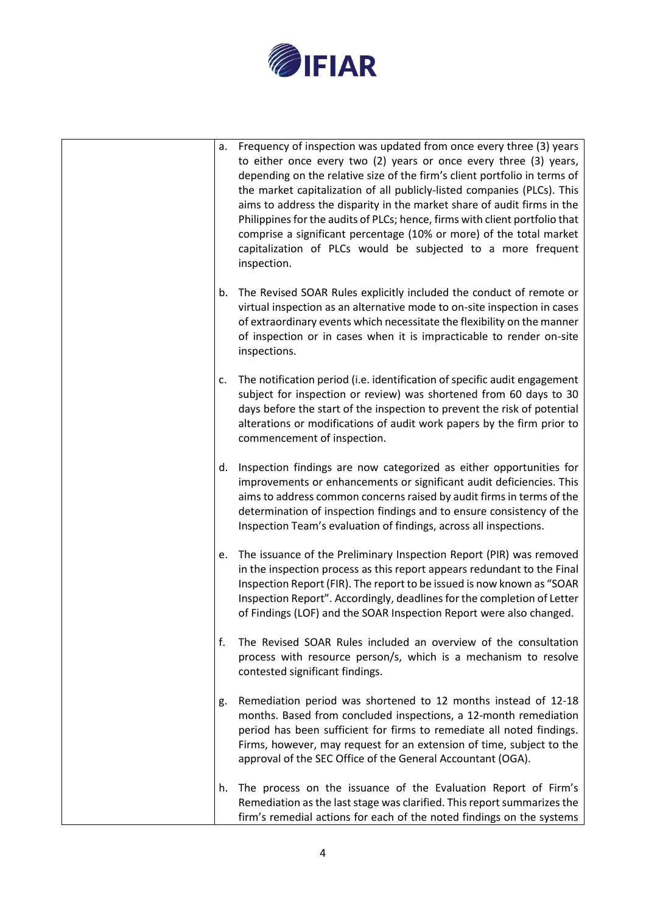| | |
|---|---|
| | a. Frequency of inspection was updated from once every three (3) years to either once every two (2) years or once every three (3) years, depending on the relative size of the firm's client portfolio in terms of the market capitalization of all publicly-listed companies (PLCs). This aims to address the disparity in the market share of audit firms in the Philippines for the audits of PLCs; hence, firms with client portfolio that comprise a significant percentage (10% or more) of the total market capitalization of PLCs would be subjected to a more frequent inspection.<br><br>b. The Revised SOAR Rules explicitly included the conduct of remote or virtual inspection as an alternative mode to on-site inspection in cases of extraordinary events which necessitate the flexibility on the manner of inspection or in cases when it is impracticable to render on-site inspections.<br><br>c. The notification period (i.e. identification of specific audit engagement subject for inspection or review) was shortened from 60 days to 30 days before the start of the inspection to prevent the risk of potential alterations or modifications of audit work papers by the firm prior to commencement of inspection.<br><br>d. Inspection findings are now categorized as either opportunities for improvements or enhancements or significant audit deficiencies. This aims to address common concerns raised by audit firms in terms of the determination of inspection findings and to ensure consistency of the Inspection Team's evaluation of findings, across all inspections.<br><br>e. The issuance of the Preliminary Inspection Report (PIR) was removed in the inspection process as this report appears redundant to the Final Inspection Report (FIR). The report to be issued is now known as "SOAR Inspection Report". Accordingly, deadlines for the completion of Letter of Findings (LOF) and the SOAR Inspection Report were also changed.<br><br>f. The Revised SOAR Rules included an overview of the consultation process with resource person/s, which is a mechanism to resolve contested significant findings.<br><br>g. Remediation period was shortened to 12 months instead of 12-18 months. Based from concluded inspections, a 12-month remediation period has been sufficient for firms to remediate all noted findings. Firms, however, may request for an extension of time, subject to the approval of the SEC Office of the General Accountant (OGA).<br><br>h. The process on the issuance of the Evaluation Report of Firm's Remediation as the last stage was clarified. This report summarizes the firm's remedial actions for each of the noted findings on the systems |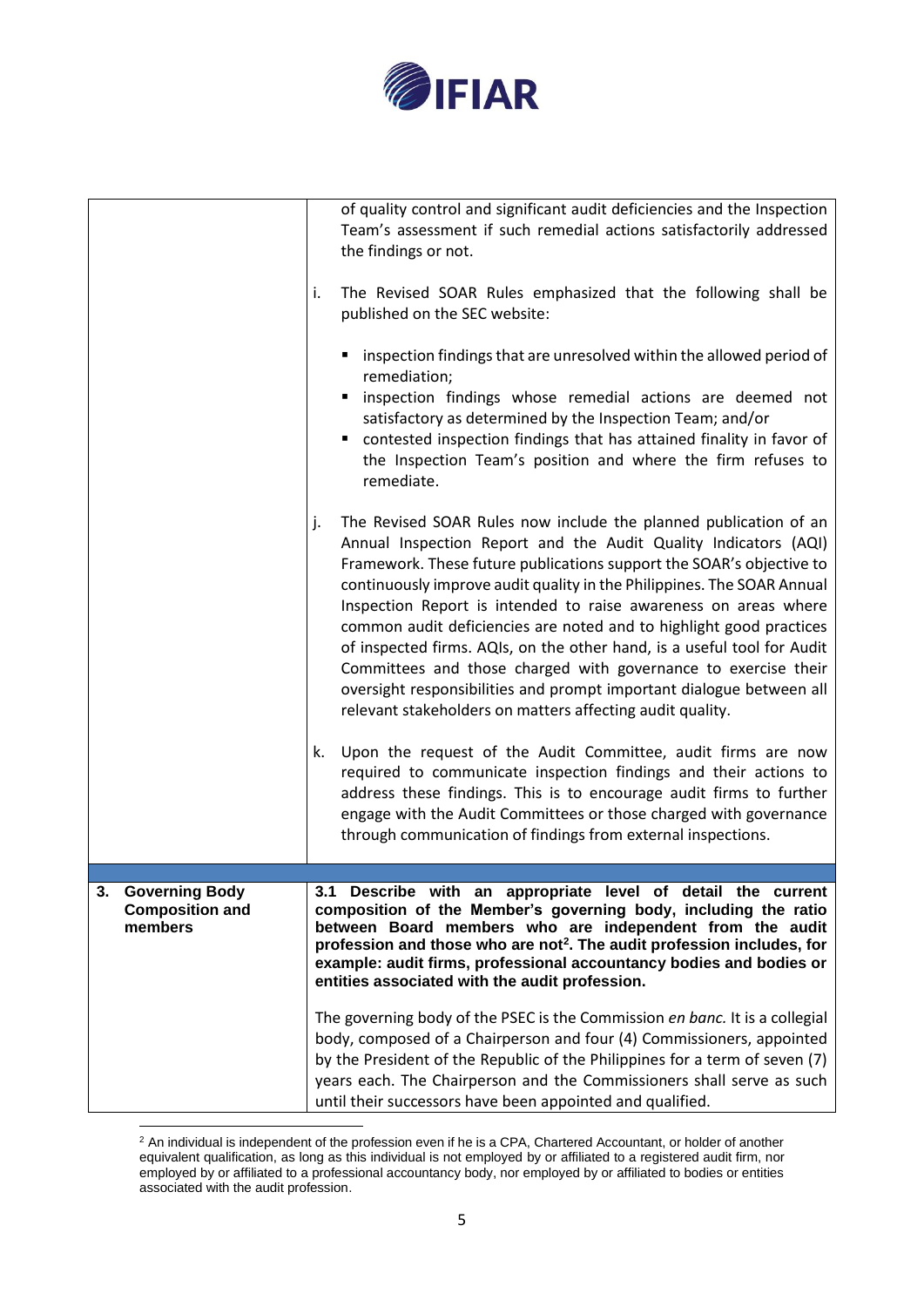| | |
|---|---|
| | of quality control and significant audit deficiencies and the Inspection Team's assessment if such remedial actions satisfactorily addressed the findings or not.<br><br>i. The Revised SOAR Rules emphasized that the following shall be published on the SEC website:<br>▪ inspection findings that are unresolved within the allowed period of remediation;<br>▪ inspection findings whose remedial actions are deemed not satisfactory as determined by the Inspection Team; and/or<br>▪ contested inspection findings that has attained finality in favor of the Inspection Team's position and where the firm refuses to remediate.<br><br>j. The Revised SOAR Rules now include the planned publication of an Annual Inspection Report and the Audit Quality Indicators (AQI) Framework. These future publications support the SOAR's objective to continuously improve audit quality in the Philippines. The SOAR Annual Inspection Report is intended to raise awareness on areas where common audit deficiencies are noted and to highlight good practices of inspected firms. AQIs, on the other hand, is a useful tool for Audit Committees and those charged with governance to exercise their oversight responsibilities and prompt important dialogue between all relevant stakeholders on matters affecting audit quality.<br><br>k. Upon the request of the Audit Committee, audit firms are now required to communicate inspection findings and their actions to address these findings. This is to encourage audit firms to further engage with the Audit Committees or those charged with governance through communication of findings from external inspections. |
| | |
| **3. Governing Body Composition and members** | **3.1 Describe with an appropriate level of detail the current composition of the Member's governing body, including the ratio between Board members who are independent from the audit profession and those who are not[2]. The audit profession includes, for example: audit firms, professional accountancy bodies and bodies or entities associated with the audit profession.**<br><br>The governing body of the PSEC is the Commission *en banc.* It is a collegial body, composed of a Chairperson and four (4) Commissioners, appointed by the President of the Republic of the Philippines for a term of seven (7) years each. The Chairperson and the Commissioners shall serve as such until their successors have been appointed and qualified. |

[2] An individual is independent of the profession even if he is a CPA, Chartered Accountant, or holder of another equivalent qualification, as long as this individual is not employed by or affiliated to a registered audit firm, nor employed by or affiliated to a professional accountancy body, nor employed by or affiliated to bodies or entities associated with the audit profession.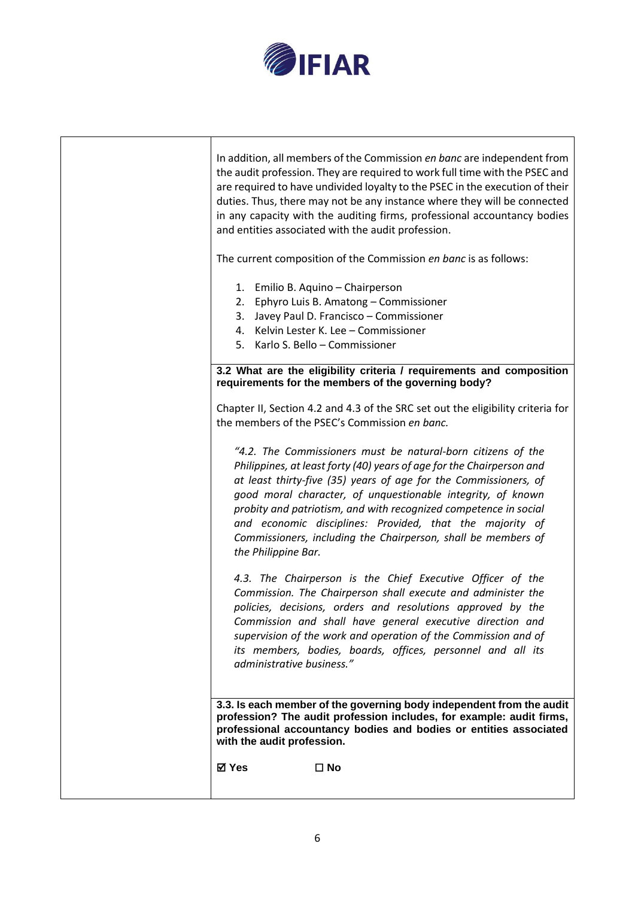In addition, all members of the Commission *en banc* are independent from the audit profession. They are required to work full time with the PSEC and are required to have undivided loyalty to the PSEC in the execution of their duties. Thus, there may not be any instance where they will be connected in any capacity with the auditing firms, professional accountancy bodies and entities associated with the audit profession.

The current composition of the Commission *en banc* is as follows:

1. Emilio B. Aquino – Chairperson
2. Ephyro Luis B. Amatong – Commissioner
3. Javey Paul D. Francisco – Commissioner
4. Kelvin Lester K. Lee – Commissioner
5. Karlo S. Bello – Commissioner

**3.2 What are the eligibility criteria / requirements and composition requirements for the members of the governing body?**

Chapter II, Section 4.2 and 4.3 of the SRC set out the eligibility criteria for the members of the PSEC's Commission *en banc.*

> *"4.2. The Commissioners must be natural-born citizens of the Philippines, at least forty (40) years of age for the Chairperson and at least thirty-five (35) years of age for the Commissioners, of good moral character, of unquestionable integrity, of known probity and patriotism, and with recognized competence in social and economic disciplines: Provided, that the majority of Commissioners, including the Chairperson, shall be members of the Philippine Bar.*
>
> *4.3. The Chairperson is the Chief Executive Officer of the Commission. The Chairperson shall execute and administer the policies, decisions, orders and resolutions approved by the Commission and shall have general executive direction and supervision of the work and operation of the Commission and of its members, bodies, boards, offices, personnel and all its administrative business."*

**3.3. Is each member of the governing body independent from the audit profession? The audit profession includes, for example: audit firms, professional accountancy bodies and bodies or entities associated with the audit profession.**

**☑ Yes** **☐ No**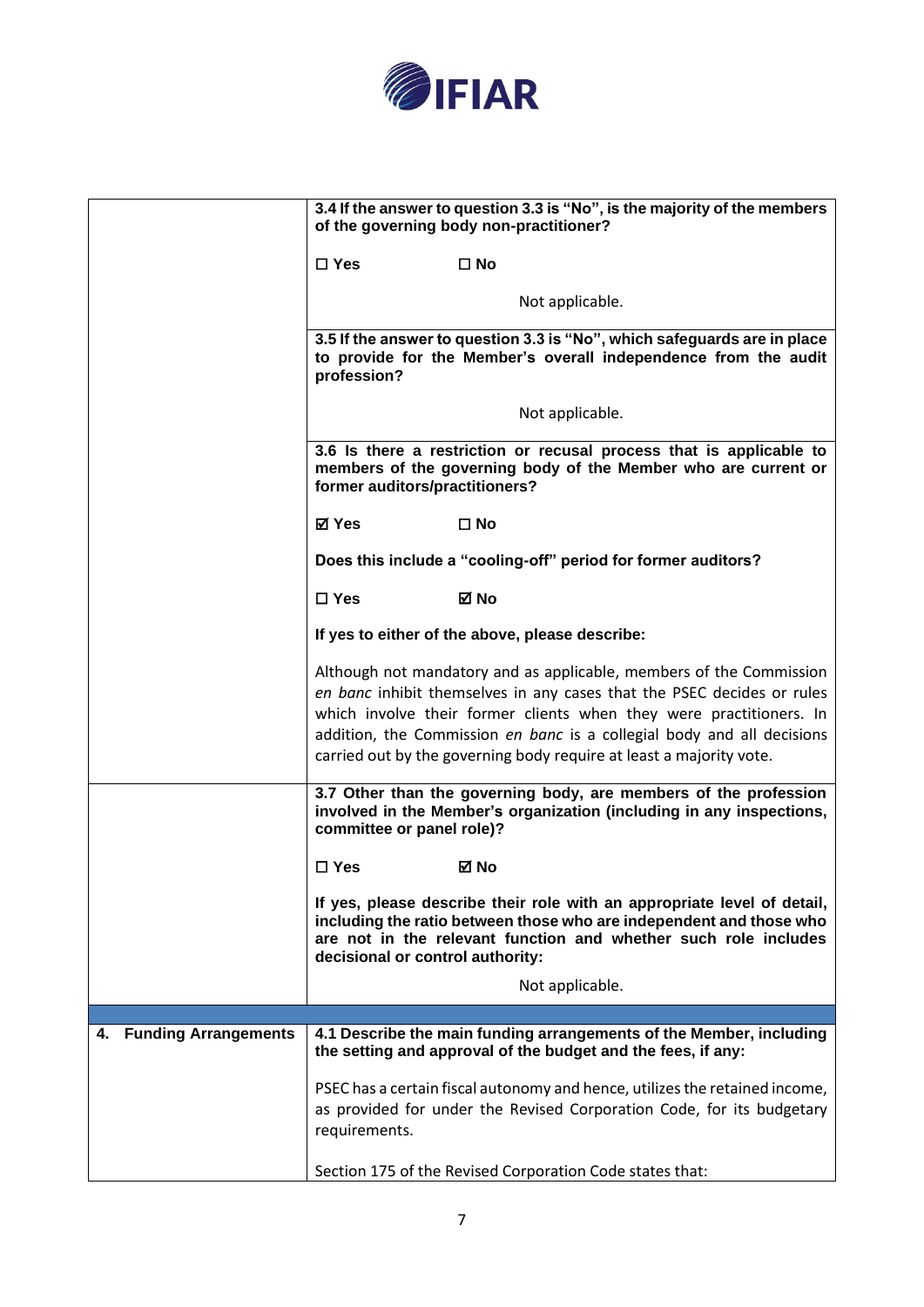| | |
|---|---|
| | **3.4 If the answer to question 3.3 is "No", is the majority of the members of the governing body non-practitioner?**<br><br>☐ **Yes** ☐ **No**<br><br>Not applicable. |
| | **3.5 If the answer to question 3.3 is "No", which safeguards are in place to provide for the Member's overall independence from the audit profession?**<br><br>Not applicable. |
| | **3.6 Is there a restriction or recusal process that is applicable to members of the governing body of the Member who are current or former auditors/practitioners?**<br><br>☑ **Yes** ☐ **No**<br><br>**Does this include a "cooling-off" period for former auditors?**<br><br>☐ **Yes** ☑ **No**<br><br>**If yes to either of the above, please describe:**<br><br>Although not mandatory and as applicable, members of the Commission *en banc* inhibit themselves in any cases that the PSEC decides or rules which involve their former clients when they were practitioners. In addition, the Commission *en banc* is a collegial body and all decisions carried out by the governing body require at least a majority vote. |
| | **3.7 Other than the governing body, are members of the profession involved in the Member's organization (including in any inspections, committee or panel role)?**<br><br>☐ **Yes** ☑ **No**<br><br>**If yes, please describe their role with an appropriate level of detail, including the ratio between those who are independent and those who are not in the relevant function and whether such role includes decisional or control authority:**<br><br>Not applicable. |
| | |
| **4. Funding Arrangements** | **4.1 Describe the main funding arrangements of the Member, including the setting and approval of the budget and the fees, if any:**<br><br>PSEC has a certain fiscal autonomy and hence, utilizes the retained income, as provided for under the Revised Corporation Code, for its budgetary requirements.<br><br>Section 175 of the Revised Corporation Code states that: |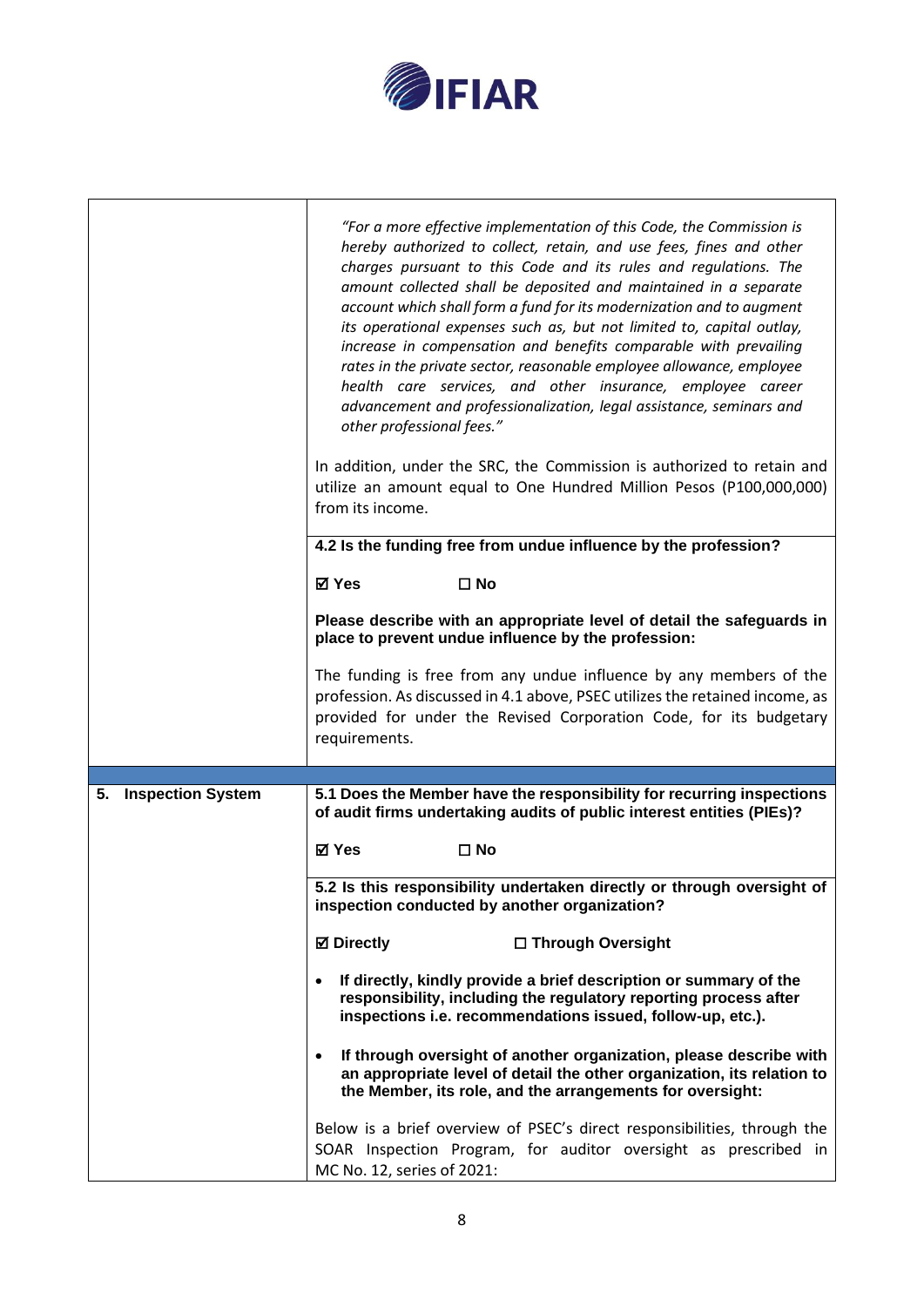| | |
|---|---|
| | *"For a more effective implementation of this Code, the Commission is hereby authorized to collect, retain, and use fees, fines and other charges pursuant to this Code and its rules and regulations. The amount collected shall be deposited and maintained in a separate account which shall form a fund for its modernization and to augment its operational expenses such as, but not limited to, capital outlay, increase in compensation and benefits comparable with prevailing rates in the private sector, reasonable employee allowance, employee health care services, and other insurance, employee career advancement and professionalization, legal assistance, seminars and other professional fees."*<br><br>In addition, under the SRC, the Commission is authorized to retain and utilize an amount equal to One Hundred Million Pesos (P100,000,000) from its income. |
| | **4.2 Is the funding free from undue influence by the profession?**<br><br>**☑ Yes ☐ No**<br><br>**Please describe with an appropriate level of detail the safeguards in place to prevent undue influence by the profession:**<br><br>The funding is free from any undue influence by any members of the profession. As discussed in 4.1 above, PSEC utilizes the retained income, as provided for under the Revised Corporation Code, for its budgetary requirements. |
| | |
| **5. Inspection System** | **5.1 Does the Member have the responsibility for recurring inspections of audit firms undertaking audits of public interest entities (PIEs)?**<br><br>**☑ Yes ☐ No** |
| | **5.2 Is this responsibility undertaken directly or through oversight of inspection conducted by another organization?**<br><br>**☑ Directly ☐ Through Oversight**<br><br>• **If directly, kindly provide a brief description or summary of the responsibility, including the regulatory reporting process after inspections i.e. recommendations issued, follow-up, etc.).**<br><br>• **If through oversight of another organization, please describe with an appropriate level of detail the other organization, its relation to the Member, its role, and the arrangements for oversight:**<br><br>Below is a brief overview of PSEC's direct responsibilities, through the SOAR Inspection Program, for auditor oversight as prescribed in MC No. 12, series of 2021: |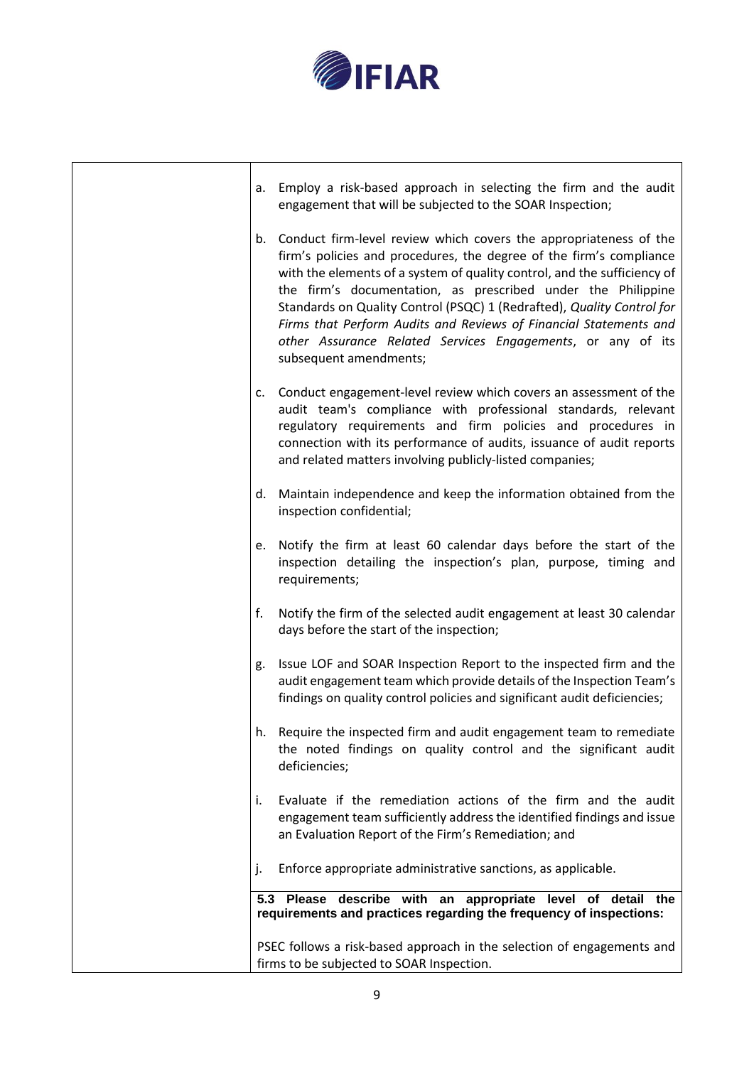a. Employ a risk-based approach in selecting the firm and the audit engagement that will be subjected to the SOAR Inspection;

b. Conduct firm-level review which covers the appropriateness of the firm's policies and procedures, the degree of the firm's compliance with the elements of a system of quality control, and the sufficiency of the firm's documentation, as prescribed under the Philippine Standards on Quality Control (PSQC) 1 (Redrafted), *Quality Control for Firms that Perform Audits and Reviews of Financial Statements and other Assurance Related Services Engagements*, or any of its subsequent amendments;

c. Conduct engagement-level review which covers an assessment of the audit team's compliance with professional standards, relevant regulatory requirements and firm policies and procedures in connection with its performance of audits, issuance of audit reports and related matters involving publicly-listed companies;

d. Maintain independence and keep the information obtained from the inspection confidential;

e. Notify the firm at least 60 calendar days before the start of the inspection detailing the inspection's plan, purpose, timing and requirements;

f. Notify the firm of the selected audit engagement at least 30 calendar days before the start of the inspection;

g. Issue LOF and SOAR Inspection Report to the inspected firm and the audit engagement team which provide details of the Inspection Team's findings on quality control policies and significant audit deficiencies;

h. Require the inspected firm and audit engagement team to remediate the noted findings on quality control and the significant audit deficiencies;

i. Evaluate if the remediation actions of the firm and the audit engagement team sufficiently address the identified findings and issue an Evaluation Report of the Firm's Remediation; and

j. Enforce appropriate administrative sanctions, as applicable.

**5.3 Please describe with an appropriate level of detail the requirements and practices regarding the frequency of inspections:**

PSEC follows a risk-based approach in the selection of engagements and firms to be subjected to SOAR Inspection.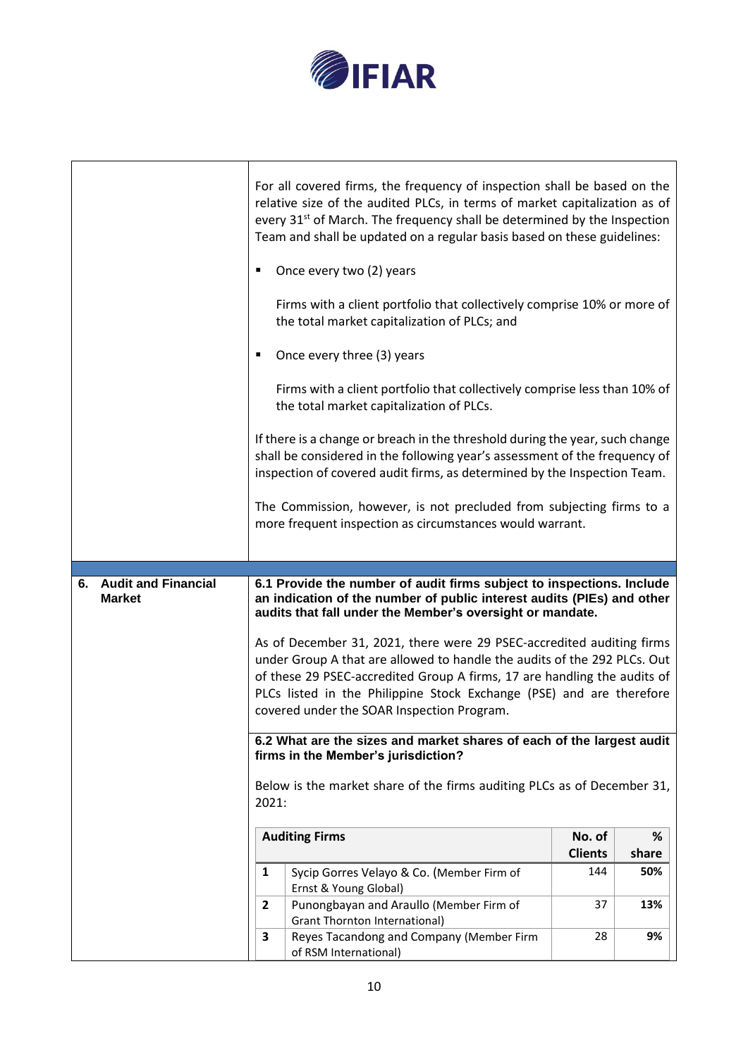For all covered firms, the frequency of inspection shall be based on the relative size of the audited PLCs, in terms of market capitalization as of every 31st of March. The frequency shall be determined by the Inspection Team and shall be updated on a regular basis based on these guidelines:

- Once every two (2) years

  Firms with a client portfolio that collectively comprise 10% or more of the total market capitalization of PLCs; and

- Once every three (3) years

  Firms with a client portfolio that collectively comprise less than 10% of the total market capitalization of PLCs.

If there is a change or breach in the threshold during the year, such change shall be considered in the following year's assessment of the frequency of inspection of covered audit firms, as determined by the Inspection Team.

The Commission, however, is not precluded from subjecting firms to a more frequent inspection as circumstances would warrant.

## 6. Audit and Financial Market

**6.1 Provide the number of audit firms subject to inspections. Include an indication of the number of public interest audits (PIEs) and other audits that fall under the Member's oversight or mandate.**

As of December 31, 2021, there were 29 PSEC-accredited auditing firms under Group A that are allowed to handle the audits of the 292 PLCs. Out of these 29 PSEC-accredited Group A firms, 17 are handling the audits of PLCs listed in the Philippine Stock Exchange (PSE) and are therefore covered under the SOAR Inspection Program.

**6.2 What are the sizes and market shares of each of the largest audit firms in the Member's jurisdiction?**

Below is the market share of the firms auditing PLCs as of December 31, 2021:

| | Auditing Firms | No. of Clients | % share |
|---|---|---|---|
| 1 | Sycip Gorres Velayo & Co. (Member Firm of Ernst & Young Global) | 144 | **50%** |
| 2 | Punongbayan and Araullo (Member Firm of Grant Thornton International) | 37 | **13%** |
| 3 | Reyes Tacandong and Company (Member Firm of RSM International) | 28 | **9%** |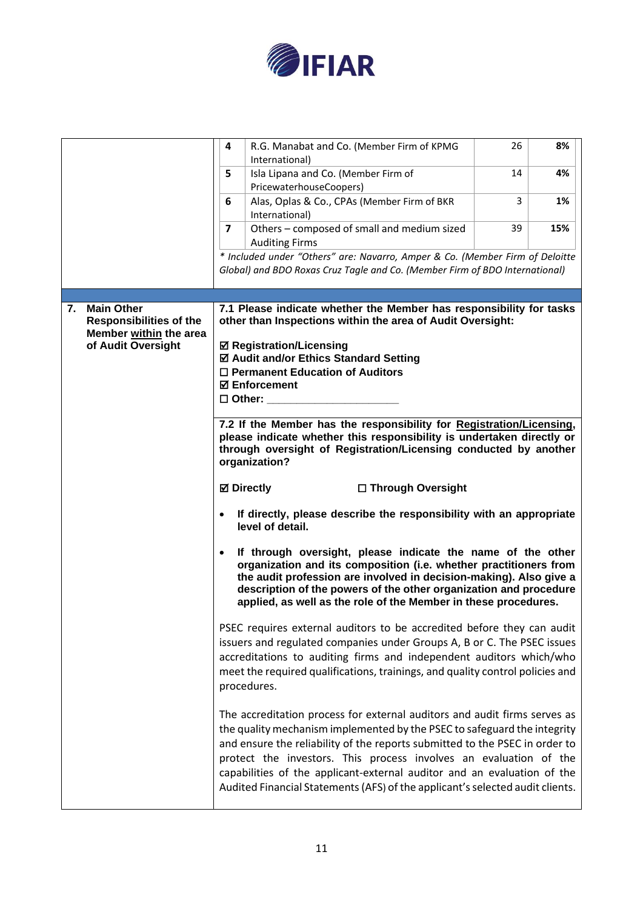| | # | Audit Firm | No. | % |
|---|---|---|---|---|
| | 4 | R.G. Manabat and Co. (Member Firm of KPMG International) | 26 | 8% |
| | 5 | Isla Lipana and Co. (Member Firm of PricewaterhouseCoopers) | 14 | 4% |
| | 6 | Alas, Oplas & Co., CPAs (Member Firm of BKR International) | 3 | 1% |
| | 7 | Others – composed of small and medium sized Auditing Firms | 39 | 15% |

*\* Included under "Others" are: Navarro, Amper & Co. (Member Firm of Deloitte Global) and BDO Roxas Cruz Tagle and Co. (Member Firm of BDO International)*

**7. Main Other Responsibilities of the Member within the area of Audit Oversight**

**7.1 Please indicate whether the Member has responsibility for tasks other than Inspections within the area of Audit Oversight:**

**☑ Registration/Licensing**
**☑ Audit and/or Ethics Standard Setting**
**☐ Permanent Education of Auditors**
**☑ Enforcement**
**☐ Other: ____________________**

**7.2 If the Member has the responsibility for Registration/Licensing, please indicate whether this responsibility is undertaken directly or through oversight of Registration/Licensing conducted by another organization?**

**☑ Directly** **☐ Through Oversight**

- **If directly, please describe the responsibility with an appropriate level of detail.**
- **If through oversight, please indicate the name of the other organization and its composition (i.e. whether practitioners from the audit profession are involved in decision-making). Also give a description of the powers of the other organization and procedure applied, as well as the role of the Member in these procedures.**

PSEC requires external auditors to be accredited before they can audit issuers and regulated companies under Groups A, B or C. The PSEC issues accreditations to auditing firms and independent auditors which/who meet the required qualifications, trainings, and quality control policies and procedures.

The accreditation process for external auditors and audit firms serves as the quality mechanism implemented by the PSEC to safeguard the integrity and ensure the reliability of the reports submitted to the PSEC in order to protect the investors. This process involves an evaluation of the capabilities of the applicant-external auditor and an evaluation of the Audited Financial Statements (AFS) of the applicant's selected audit clients.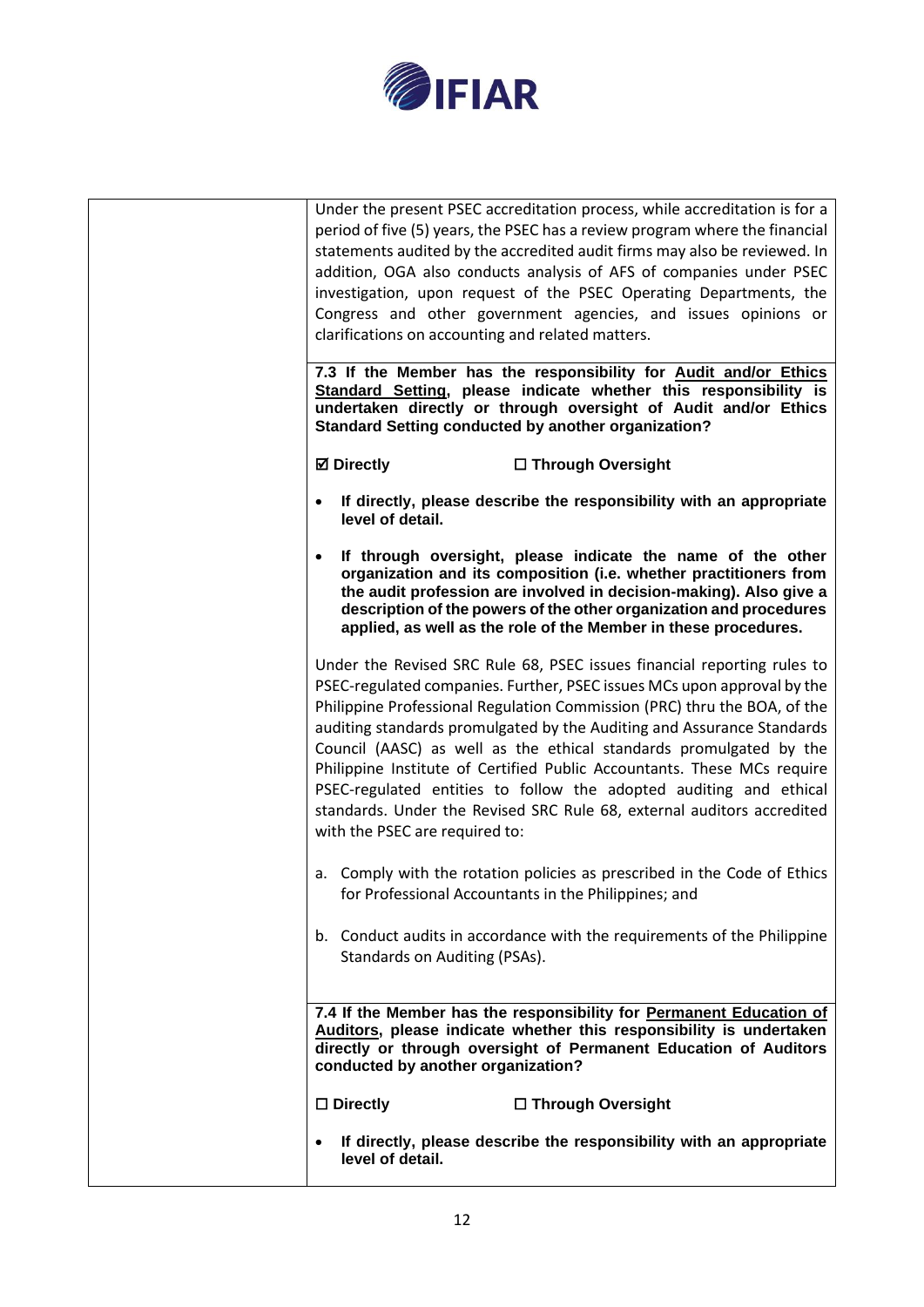| | |
|---|---|
| | Under the present PSEC accreditation process, while accreditation is for a period of five (5) years, the PSEC has a review program where the financial statements audited by the accredited audit firms may also be reviewed. In addition, OGA also conducts analysis of AFS of companies under PSEC investigation, upon request of the PSEC Operating Departments, the Congress and other government agencies, and issues opinions or clarifications on accounting and related matters. |
| | **7.3 If the Member has the responsibility for <u>Audit and/or Ethics Standard Setting</u>, please indicate whether this responsibility is undertaken directly or through oversight of Audit and/or Ethics Standard Setting conducted by another organization?**<br><br>**☑ Directly** **☐ Through Oversight**<br><br>• **If directly, please describe the responsibility with an appropriate level of detail.**<br><br>• **If through oversight, please indicate the name of the other organization and its composition (i.e. whether practitioners from the audit profession are involved in decision-making). Also give a description of the powers of the other organization and procedures applied, as well as the role of the Member in these procedures.**<br><br>Under the Revised SRC Rule 68, PSEC issues financial reporting rules to PSEC-regulated companies. Further, PSEC issues MCs upon approval by the Philippine Professional Regulation Commission (PRC) thru the BOA, of the auditing standards promulgated by the Auditing and Assurance Standards Council (AASC) as well as the ethical standards promulgated by the Philippine Institute of Certified Public Accountants. These MCs require PSEC-regulated entities to follow the adopted auditing and ethical standards. Under the Revised SRC Rule 68, external auditors accredited with the PSEC are required to:<br><br>a. Comply with the rotation policies as prescribed in the Code of Ethics for Professional Accountants in the Philippines; and<br><br>b. Conduct audits in accordance with the requirements of the Philippine Standards on Auditing (PSAs). |
| | **7.4 If the Member has the responsibility for <u>Permanent Education of Auditors</u>, please indicate whether this responsibility is undertaken directly or through oversight of Permanent Education of Auditors conducted by another organization?**<br><br>**☐ Directly** **☐ Through Oversight**<br><br>• **If directly, please describe the responsibility with an appropriate level of detail.** |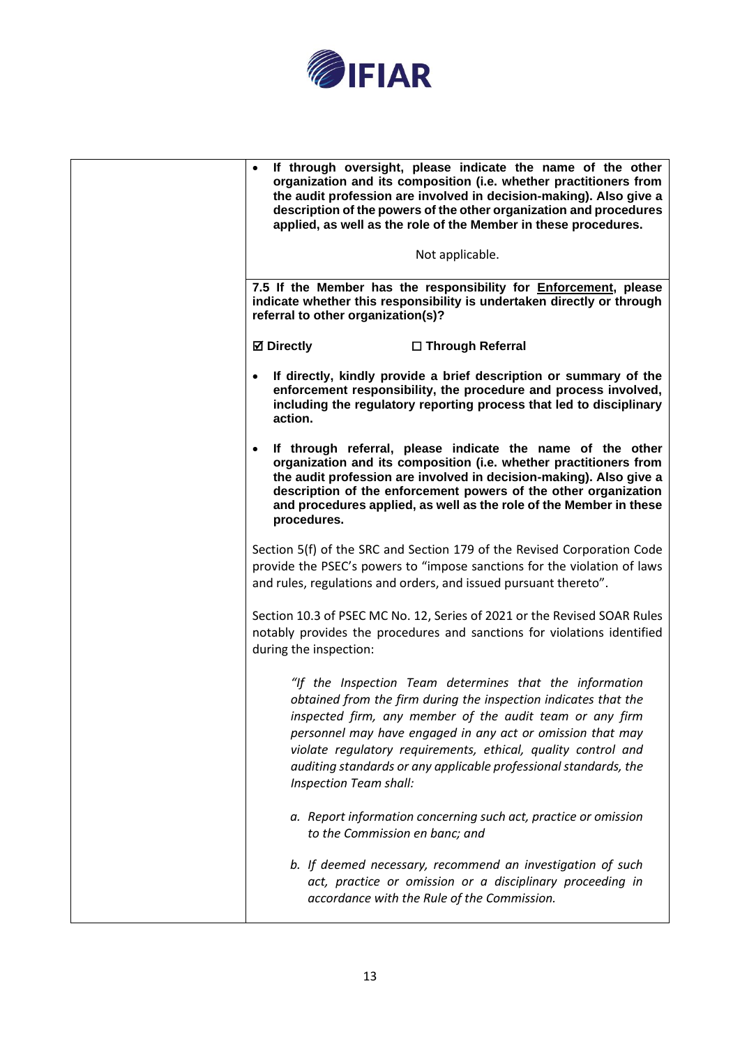| | |
|---|---|
| | • **If through oversight, please indicate the name of the other organization and its composition (i.e. whether practitioners from the audit profession are involved in decision-making). Also give a description of the powers of the other organization and procedures applied, as well as the role of the Member in these procedures.**<br><br>Not applicable. |
| | **7.5 If the Member has the responsibility for <u>Enforcement</u>, please indicate whether this responsibility is undertaken directly or through referral to other organization(s)?**<br><br>**☑ Directly** **☐ Through Referral**<br><br>• **If directly, kindly provide a brief description or summary of the enforcement responsibility, the procedure and process involved, including the regulatory reporting process that led to disciplinary action.**<br><br>• **If through referral, please indicate the name of the other organization and its composition (i.e. whether practitioners from the audit profession are involved in decision-making). Also give a description of the enforcement powers of the other organization and procedures applied, as well as the role of the Member in these procedures.**<br><br>Section 5(f) of the SRC and Section 179 of the Revised Corporation Code provide the PSEC's powers to "impose sanctions for the violation of laws and rules, regulations and orders, and issued pursuant thereto".<br><br>Section 10.3 of PSEC MC No. 12, Series of 2021 or the Revised SOAR Rules notably provides the procedures and sanctions for violations identified during the inspection:<br><br>*"If the Inspection Team determines that the information obtained from the firm during the inspection indicates that the inspected firm, any member of the audit team or any firm personnel may have engaged in any act or omission that may violate regulatory requirements, ethical, quality control and auditing standards or any applicable professional standards, the Inspection Team shall:*<br><br>*a. Report information concerning such act, practice or omission to the Commission en banc; and*<br><br>*b. If deemed necessary, recommend an investigation of such act, practice or omission or a disciplinary proceeding in accordance with the Rule of the Commission.* |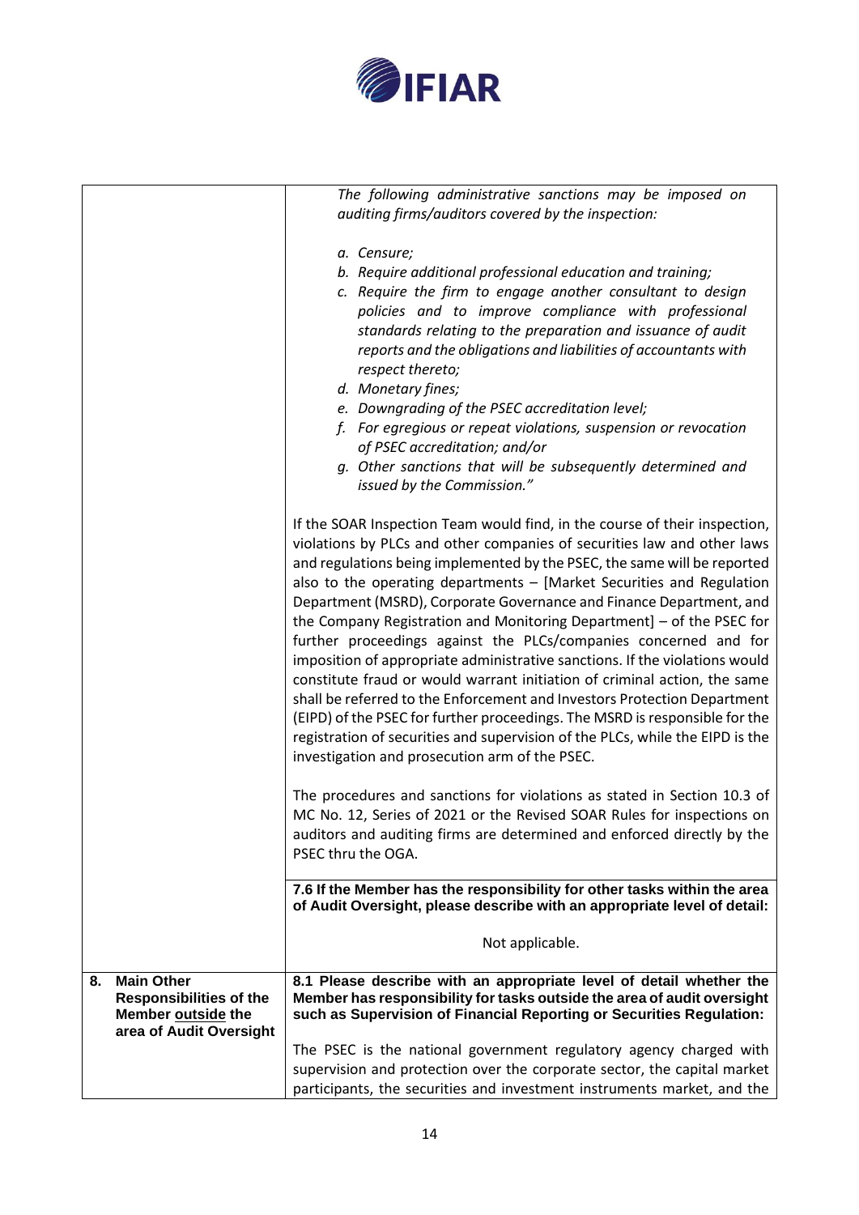| | |
|---|---|
| | *The following administrative sanctions may be imposed on auditing firms/auditors covered by the inspection:*<br><br>*a. Censure;*<br>*b. Require additional professional education and training;*<br>*c. Require the firm to engage another consultant to design policies and to improve compliance with professional standards relating to the preparation and issuance of audit reports and the obligations and liabilities of accountants with respect thereto;*<br>*d. Monetary fines;*<br>*e. Downgrading of the PSEC accreditation level;*<br>*f. For egregious or repeat violations, suspension or revocation of PSEC accreditation; and/or*<br>*g. Other sanctions that will be subsequently determined and issued by the Commission."*<br><br>If the SOAR Inspection Team would find, in the course of their inspection, violations by PLCs and other companies of securities law and other laws and regulations being implemented by the PSEC, the same will be reported also to the operating departments – [Market Securities and Regulation Department (MSRD), Corporate Governance and Finance Department, and the Company Registration and Monitoring Department] – of the PSEC for further proceedings against the PLCs/companies concerned and for imposition of appropriate administrative sanctions. If the violations would constitute fraud or would warrant initiation of criminal action, the same shall be referred to the Enforcement and Investors Protection Department (EIPD) of the PSEC for further proceedings. The MSRD is responsible for the registration of securities and supervision of the PLCs, while the EIPD is the investigation and prosecution arm of the PSEC.<br><br>The procedures and sanctions for violations as stated in Section 10.3 of MC No. 12, Series of 2021 or the Revised SOAR Rules for inspections on auditors and auditing firms are determined and enforced directly by the PSEC thru the OGA. |
| | **7.6 If the Member has the responsibility for other tasks within the area of Audit Oversight, please describe with an appropriate level of detail:**<br><br>Not applicable. |
| **8. Main Other Responsibilities of the Member outside the area of Audit Oversight** | **8.1 Please describe with an appropriate level of detail whether the Member has responsibility for tasks outside the area of audit oversight such as Supervision of Financial Reporting or Securities Regulation:**<br><br>The PSEC is the national government regulatory agency charged with supervision and protection over the corporate sector, the capital market participants, the securities and investment instruments market, and the |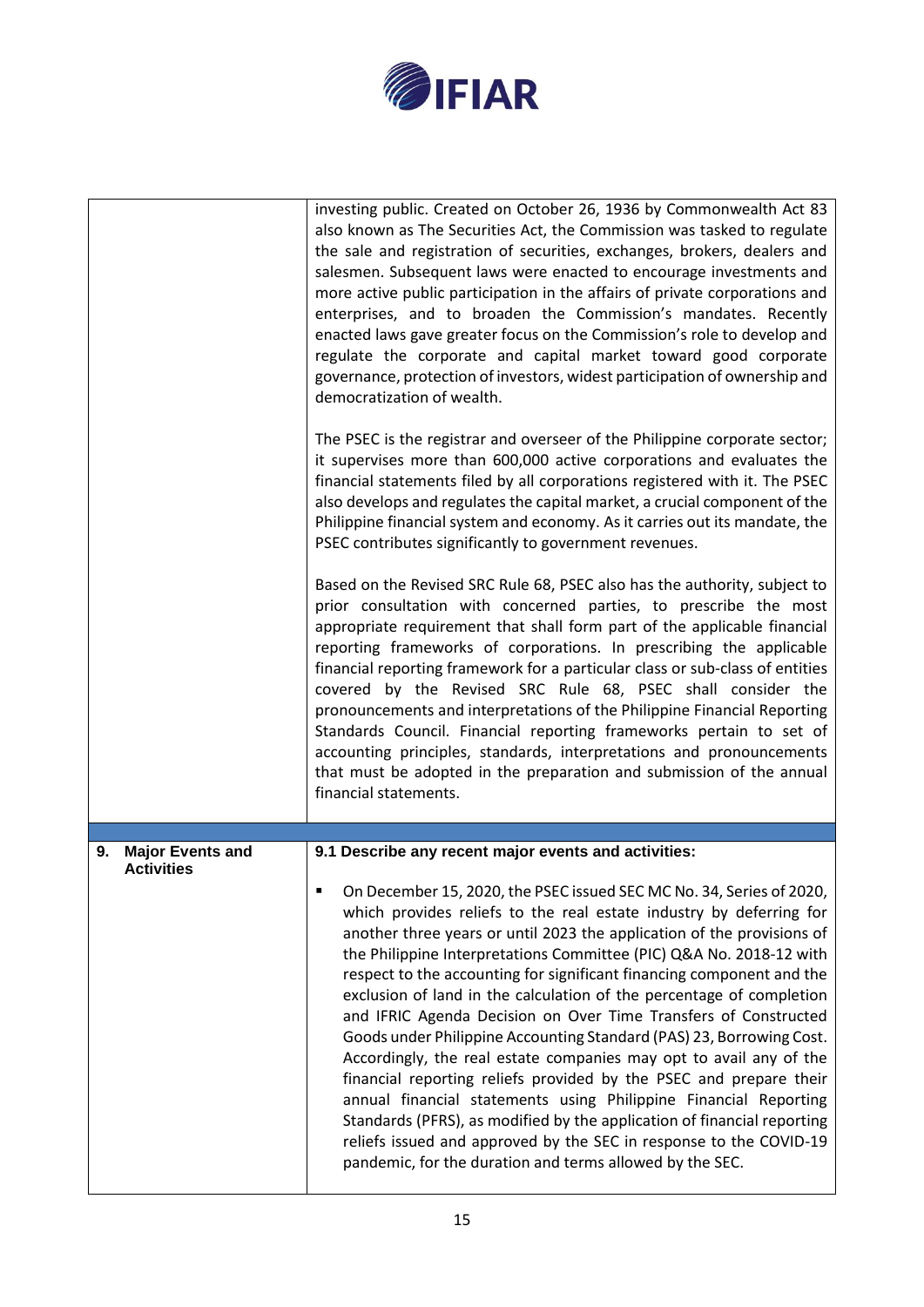| | |
|---|---|
| | investing public. Created on October 26, 1936 by Commonwealth Act 83 also known as The Securities Act, the Commission was tasked to regulate the sale and registration of securities, exchanges, brokers, dealers and salesmen. Subsequent laws were enacted to encourage investments and more active public participation in the affairs of private corporations and enterprises, and to broaden the Commission's mandates. Recently enacted laws gave greater focus on the Commission's role to develop and regulate the corporate and capital market toward good corporate governance, protection of investors, widest participation of ownership and democratization of wealth.<br><br>The PSEC is the registrar and overseer of the Philippine corporate sector; it supervises more than 600,000 active corporations and evaluates the financial statements filed by all corporations registered with it. The PSEC also develops and regulates the capital market, a crucial component of the Philippine financial system and economy. As it carries out its mandate, the PSEC contributes significantly to government revenues.<br><br>Based on the Revised SRC Rule 68, PSEC also has the authority, subject to prior consultation with concerned parties, to prescribe the most appropriate requirement that shall form part of the applicable financial reporting frameworks of corporations. In prescribing the applicable financial reporting framework for a particular class or sub-class of entities covered by the Revised SRC Rule 68, PSEC shall consider the pronouncements and interpretations of the Philippine Financial Reporting Standards Council. Financial reporting frameworks pertain to set of accounting principles, standards, interpretations and pronouncements that must be adopted in the preparation and submission of the annual financial statements. |
| | |
| **9. Major Events and Activities** | **9.1 Describe any recent major events and activities:**<br><br>▪ On December 15, 2020, the PSEC issued SEC MC No. 34, Series of 2020, which provides reliefs to the real estate industry by deferring for another three years or until 2023 the application of the provisions of the Philippine Interpretations Committee (PIC) Q&A No. 2018-12 with respect to the accounting for significant financing component and the exclusion of land in the calculation of the percentage of completion and IFRIC Agenda Decision on Over Time Transfers of Constructed Goods under Philippine Accounting Standard (PAS) 23, Borrowing Cost. Accordingly, the real estate companies may opt to avail any of the financial reporting reliefs provided by the PSEC and prepare their annual financial statements using Philippine Financial Reporting Standards (PFRS), as modified by the application of financial reporting reliefs issued and approved by the SEC in response to the COVID-19 pandemic, for the duration and terms allowed by the SEC. |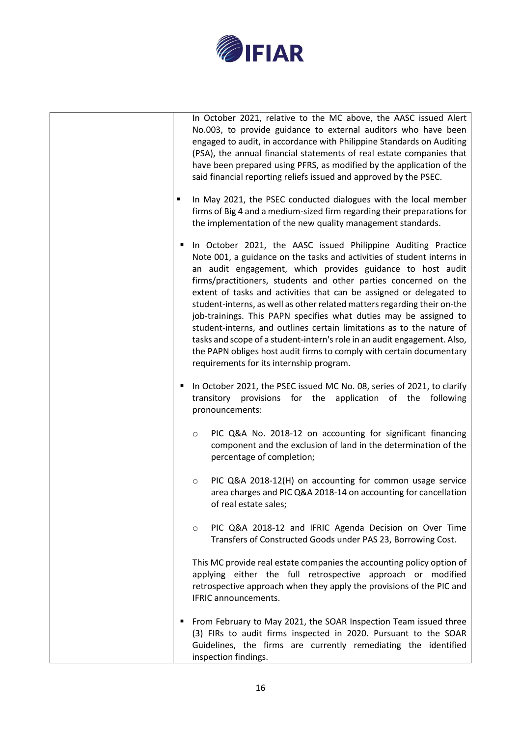| | In October 2021, relative to the MC above, the AASC issued Alert No.003, to provide guidance to external auditors who have been engaged to audit, in accordance with Philippine Standards on Auditing (PSA), the annual financial statements of real estate companies that have been prepared using PFRS, as modified by the application of the said financial reporting reliefs issued and approved by the PSEC.<br><br>▪ In May 2021, the PSEC conducted dialogues with the local member firms of Big 4 and a medium-sized firm regarding their preparations for the implementation of the new quality management standards.<br><br>▪ In October 2021, the AASC issued Philippine Auditing Practice Note 001, a guidance on the tasks and activities of student interns in an audit engagement, which provides guidance to host audit firms/practitioners, students and other parties concerned on the extent of tasks and activities that can be assigned or delegated to student-interns, as well as other related matters regarding their on-the job-trainings. This PAPN specifies what duties may be assigned to student-interns, and outlines certain limitations as to the nature of tasks and scope of a student-intern's role in an audit engagement. Also, the PAPN obliges host audit firms to comply with certain documentary requirements for its internship program.<br><br>▪ In October 2021, the PSEC issued MC No. 08, series of 2021, to clarify transitory provisions for the application of the following pronouncements:<br><br>o PIC Q&A No. 2018-12 on accounting for significant financing component and the exclusion of land in the determination of the percentage of completion;<br><br>o PIC Q&A 2018-12(H) on accounting for common usage service area charges and PIC Q&A 2018-14 on accounting for cancellation of real estate sales;<br><br>o PIC Q&A 2018-12 and IFRIC Agenda Decision on Over Time Transfers of Constructed Goods under PAS 23, Borrowing Cost.<br><br>This MC provide real estate companies the accounting policy option of applying either the full retrospective approach or modified retrospective approach when they apply the provisions of the PIC and IFRIC announcements.<br><br>▪ From February to May 2021, the SOAR Inspection Team issued three (3) FIRs to audit firms inspected in 2020. Pursuant to the SOAR Guidelines, the firms are currently remediating the identified inspection findings. |
|---|---|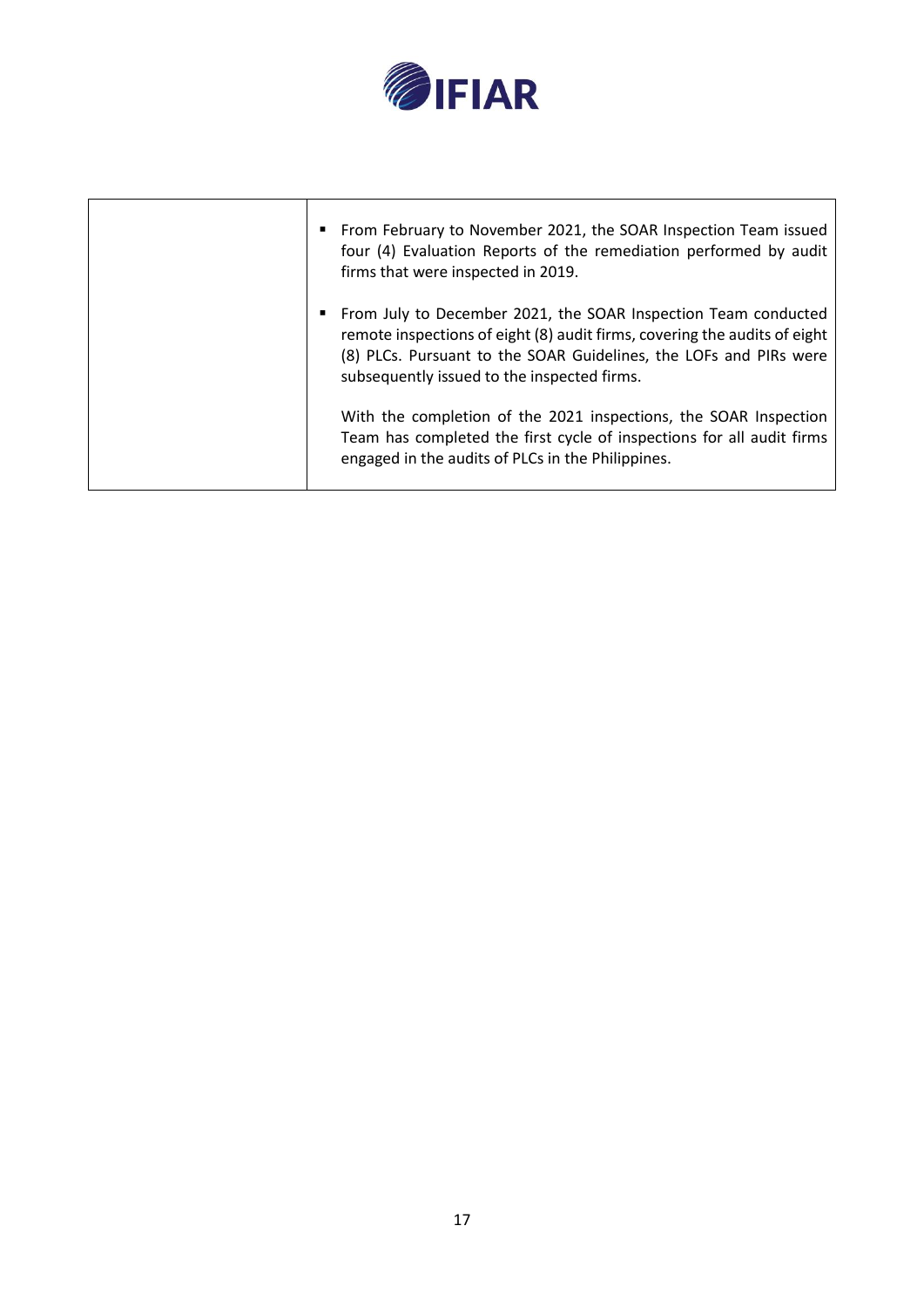| | |
|---|---|
| | ▪ From February to November 2021, the SOAR Inspection Team issued four (4) Evaluation Reports of the remediation performed by audit firms that were inspected in 2019.<br><br>▪ From July to December 2021, the SOAR Inspection Team conducted remote inspections of eight (8) audit firms, covering the audits of eight (8) PLCs. Pursuant to the SOAR Guidelines, the LOFs and PIRs were subsequently issued to the inspected firms.<br><br>With the completion of the 2021 inspections, the SOAR Inspection Team has completed the first cycle of inspections for all audit firms engaged in the audits of PLCs in the Philippines. |